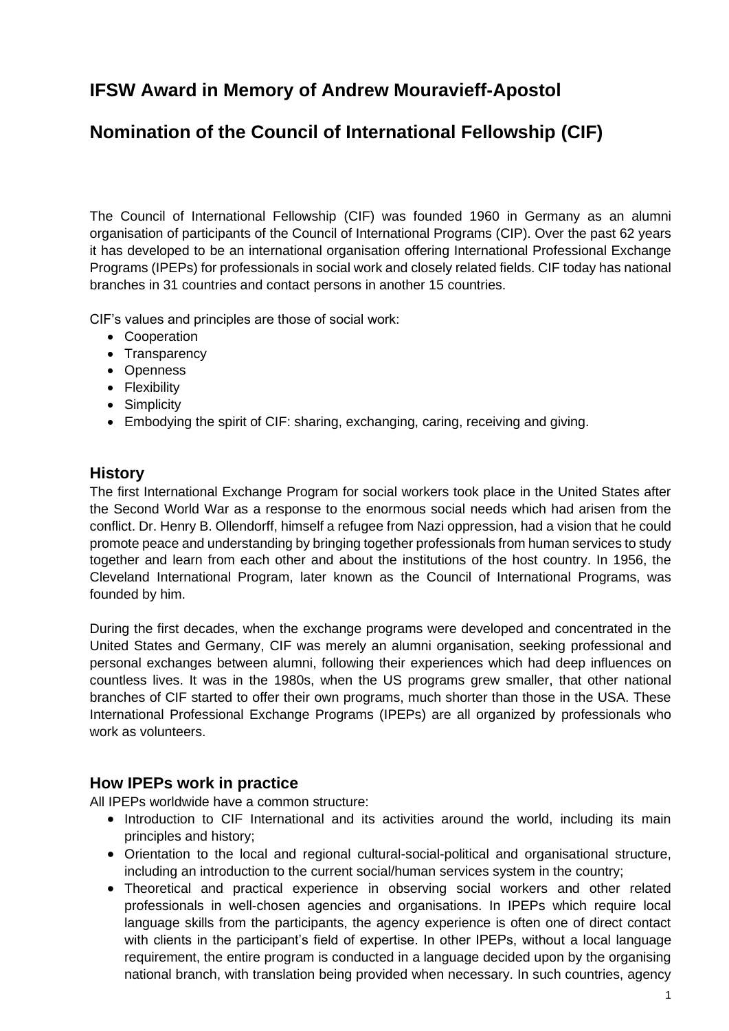# IFSW Award in Memory of Andrew Mouravieff-Apostol

# Nomination of the Council of International Fellowship (CIF)

The Council of International Fellowship (CIF) was founded 1960 in Germany as an alumni organisation of participants of the Council of International Programs (CIP). Over the past 62 years it has developed to be an international organisation offering International Professional Exchange Programs (IPEPs) for professionals in social work and closely related fields. CIF today has national branches in 31 countries and contact persons in another 15 countries.

CIF's values and principles are those of social work:

- Cooperation
- Transparency
- Openness
- Flexibility
- Simplicity
- Embodying the spirit of CIF: sharing, exchanging, caring, receiving and giving.

## History

The first International Exchange Program for social workers took place in the United States after the Second World War as a response to the enormous social needs which had arisen from the conflict. Dr. Henry B. Ollendorff, himself a refugee from Nazi oppression, had a vision that he could promote peace and understanding by bringing together professionals from human services to study together and learn from each other and about the institutions of the host country. In 1956, the Cleveland International Program, later known as the Council of International Programs, was founded by him.

During the first decades, when the exchange programs were developed and concentrated in the United States and Germany, CIF was merely an alumni organisation, seeking professional and personal exchanges between alumni, following their experiences which had deep influences on countless lives. It was in the 1980s, when the US programs grew smaller, that other national branches of CIF started to offer their own programs, much shorter than those in the USA. These International Professional Exchange Programs (IPEPs) are all organized by professionals who work as volunteers.

## How IPEPs work in practice

All IPEPs worldwide have a common structure:

- Introduction to CIF International and its activities around the world, including its main principles and history;
- Orientation to the local and regional cultural-social-political and organisational structure, including an introduction to the current social/human services system in the country;
- Theoretical and practical experience in observing social workers and other related professionals in well-chosen agencies and organisations. In IPEPs which require local language skills from the participants, the agency experience is often one of direct contact with clients in the participant's field of expertise. In other IPEPs, without a local language requirement, the entire program is conducted in a language decided upon by the organising national branch, with translation being provided when necessary. In such countries, agency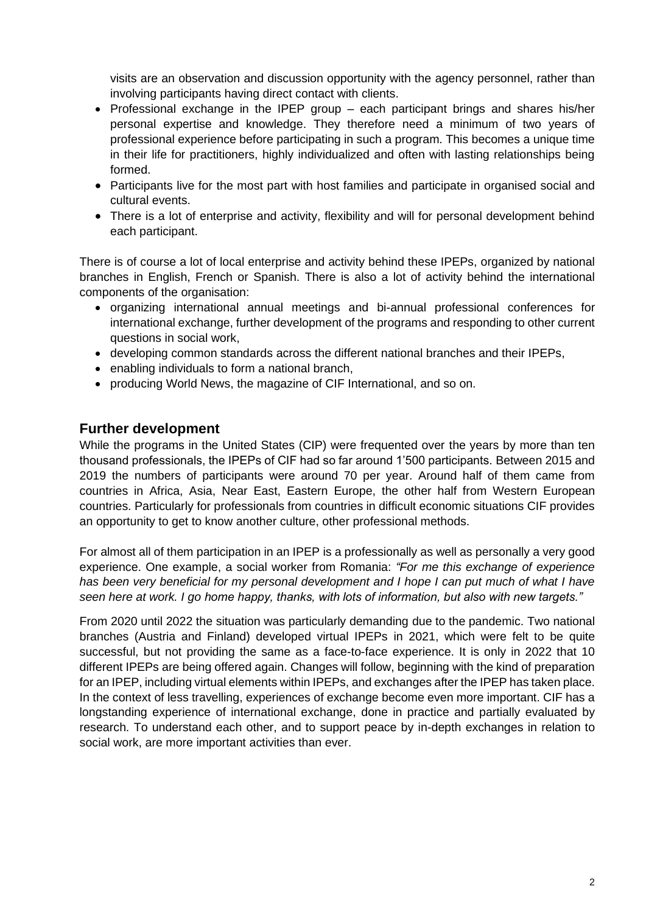visits are an observation and discussion opportunity with the agency personnel, rather than involving participants having direct contact with clients.

- Professional exchange in the IPEP group – each participant brings and shares his/her personal expertise and knowledge. They therefore need a minimum of two years of professional experience before participating in such a program. This becomes a unique time in their life for practitioners, highly individualized and often with lasting relationships being formed.
- Participants live for the most part with host families and participate in organised social and cultural events.
- There is a lot of enterprise and activity, flexibility and will for personal development behind each participant.

There is of course a lot of local enterprise and activity behind these IPEPs, organized by national branches in English, French or Spanish. There is also a lot of activity behind the international components of the organisation:

- organizing international annual meetings and bi-annual professional conferences for international exchange, further development of the programs and responding to other current questions in social work,
- developing common standards across the different national branches and their IPEPs,
- enabling individuals to form a national branch,
- producing World News, the magazine of CIF International, and so on.

## Further development

While the programs in the United States (CIP) were frequented over the years by more than ten thousand professionals, the IPEPs of CIF had so far around 1'500 participants. Between 2015 and 2019 the numbers of participants were around 70 per year. Around half of them came from countries in Africa, Asia, Near East, Eastern Europe, the other half from Western European countries. Particularly for professionals from countries in difficult economic situations CIF provides an opportunity to get to know another culture, other professional methods.

For almost all of them participation in an IPEP is a professionally as well as personally a very good experience. One example, a social worker from Romania: *"For me this exchange of experience has been very beneficial for my personal development and I hope I can put much of what I have seen here at work. I go home happy, thanks, with lots of information, but also with new targets."*

From 2020 until 2022 the situation was particularly demanding due to the pandemic. Two national branches (Austria and Finland) developed virtual IPEPs in 2021, which were felt to be quite successful, but not providing the same as a face-to-face experience. It is only in 2022 that 10 different IPEPs are being offered again. Changes will follow, beginning with the kind of preparation for an IPEP, including virtual elements within IPEPs, and exchanges after the IPEP has taken place. In the context of less travelling, experiences of exchange become even more important. CIF has a longstanding experience of international exchange, done in practice and partially evaluated by research. To understand each other, and to support peace by in-depth exchanges in relation to social work, are more important activities than ever.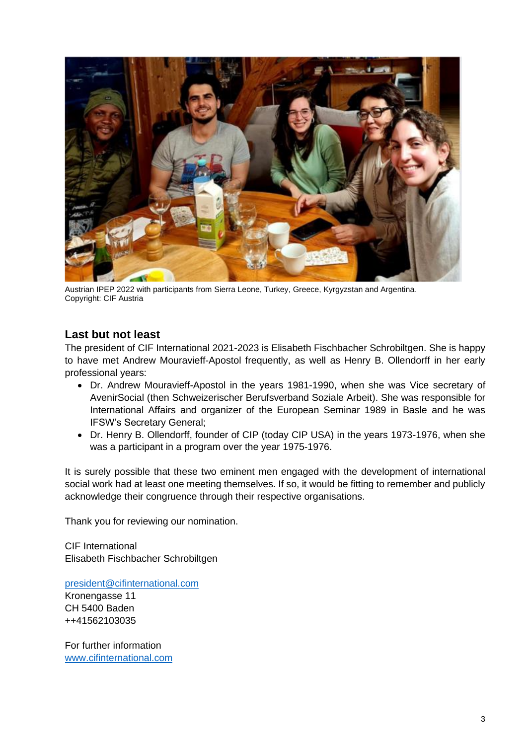Austrian IPEP 2022 with participants from Sierra Leone, Turkey, Greece, Kyrgyzstan and Argentina.
Copyright: CIF Austria

## Last but not least

The president of CIF International 2021-2023 is Elisabeth Fischbacher Schrobiltgen. She is happy to have met Andrew Mouravieff-Apostol frequently, as well as Henry B. Ollendorff in her early professional years:

- Dr. Andrew Mouravieff-Apostol in the years 1981-1990, when she was Vice secretary of AvenirSocial (then Schweizerischer Berufsverband Soziale Arbeit). She was responsible for International Affairs and organizer of the European Seminar 1989 in Basle and he was IFSW's Secretary General;
- Dr. Henry B. Ollendorff, founder of CIP (today CIP USA) in the years 1973-1976, when she was a participant in a program over the year 1975-1976.

It is surely possible that these two eminent men engaged with the development of international social work had at least one meeting themselves. If so, it would be fitting to remember and publicly acknowledge their congruence through their respective organisations.

Thank you for reviewing our nomination.

CIF International
Elisabeth Fischbacher Schrobiltgen

president@cifinternational.com
Kronengasse 11
CH 5400 Baden
++41562103035

For further information
www.cifinternational.com